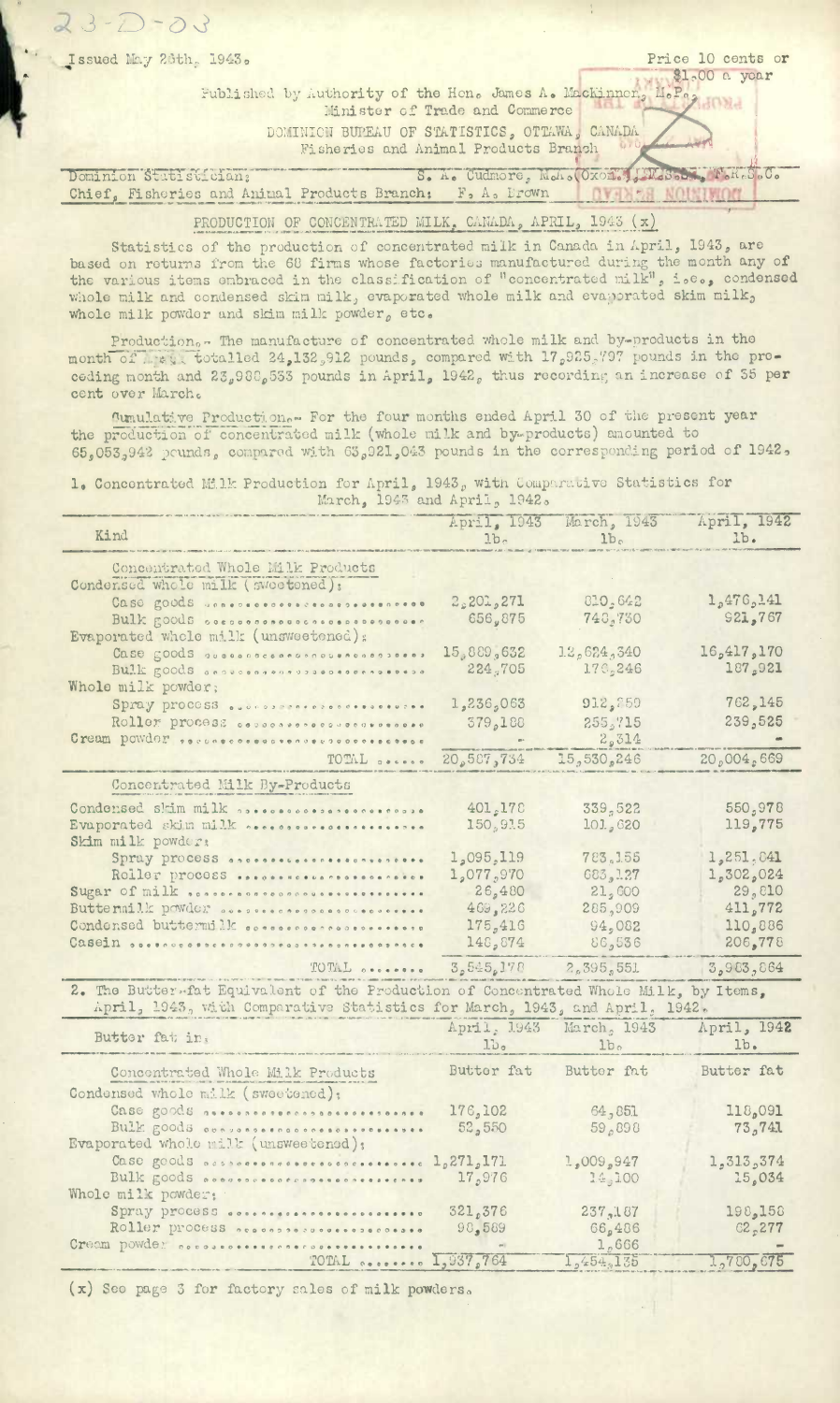23-D-03

Issued May 28th, 1943.

Price 10 cents or $1.00 a year

Published by Authority of the Hon. James A. MacKinnon, M.P.,
Minister of Trade and Commerce

DOMINION BUREAU OF STATISTICS, OTTAWA, CANADA
Fisheries and Animal Products Branch

Dominion Statistician: S. A. Cudmore, M.A.(Oxon.), LL.D., F.R.S.C.
Chief, Fisheries and Animal Products Branch: F. A. Brown

## PRODUCTION OF CONCENTRATED MILK, CANADA, APRIL, 1943 (x)

Statistics of the production of concentrated milk in Canada in April, 1943, are based on returns from the 68 firms whose factories manufactured during the month any of the various items embraced in the classification of "concentrated milk", i.e., condensed whole milk and condensed skim milk, evaporated whole milk and evaporated skim milk, whole milk powder and skim milk powder, etc.

Production.- The manufacture of concentrated whole milk and by-products in the month of April totalled 24,132,912 pounds, compared with 17,925,797 pounds in the preceding month and 23,988,533 pounds in April, 1942, thus recording an increase of 35 per cent over March.

Cumulative Production.- For the four months ended April 30 of the present year the production of concentrated milk (whole milk and by-products) amounted to 65,053,942 pounds, compared with 63,921,043 pounds in the corresponding period of 1942.

1. Concentrated Milk Production for April, 1943, with Comparative Statistics for March, 1943 and April, 1942.

| Kind | April, 1943 lb. | March, 1943 lb. | April, 1942 lb. |
|---|---|---|---|
| **Concentrated Whole Milk Products** | | | |
| Condensed whole milk (sweetened): | | | |
| Case goods | 2,201,271 | 810,642 | 1,476,141 |
| Bulk goods | 656,875 | 740,730 | 921,767 |
| Evaporated whole milk (unsweetened): | | | |
| Case goods | 15,889,632 | 12,624,340 | 16,417,170 |
| Bulk goods | 224,705 | 178,246 | 187,921 |
| Whole milk powder: | | | |
| Spray process | 1,236,063 | 912,259 | 762,145 |
| Roller process | 379,188 | 255,715 | 239,525 |
| Cream powder | - | 2,314 | - |
| TOTAL | 20,587,734 | 15,530,246 | 20,004,669 |
| **Concentrated Milk By-Products** | | | |
| Condensed skim milk | 401,178 | 339,522 | 550,978 |
| Evaporated skim milk | 150,915 | 101,620 | 119,775 |
| Skim milk powder: | | | |
| Spray process | 1,095,119 | 783,155 | 1,251,841 |
| Roller process | 1,077,970 | 683,127 | 1,302,024 |
| Sugar of milk | 26,480 | 21,800 | 29,810 |
| Buttermilk powder | 469,226 | 285,909 | 411,772 |
| Condensed buttermilk | 175,416 | 94,082 | 110,886 |
| Casein | 148,874 | 86,536 | 206,778 |
| TOTAL | 3,545,178 | 2,395,551 | 3,983,864 |

2. The Butter-fat Equivalent of the Production of Concentrated Whole Milk, by Items, April, 1943, with Comparative Statistics for March, 1943, and April, 1942.

| Butter fat in: | April, 1943 lb. | March, 1943 lb. | April, 1942 lb. |
|---|---|---|---|
| **Concentrated Whole Milk Products** | Butter fat | Butter fat | Butter fat |
| Condensed whole milk (sweetened): | | | |
| Case goods | 176,102 | 64,851 | 118,091 |
| Bulk goods | 52,550 | 59,898 | 73,741 |
| Evaporated whole milk (unsweetened): | | | |
| Case goods | 1,271,171 | 1,009,947 | 1,313,374 |
| Bulk goods | 17,976 | 14,100 | 15,034 |
| Whole milk powder: | | | |
| Spray process | 321,376 | 237,187 | 198,158 |
| Roller process | 98,589 | 66,486 | 62,277 |
| Cream powder | - | 1,666 | - |
| TOTAL | 1,937,764 | 1,454,135 | 1,780,675 |

(x) See page 3 for factory sales of milk powders.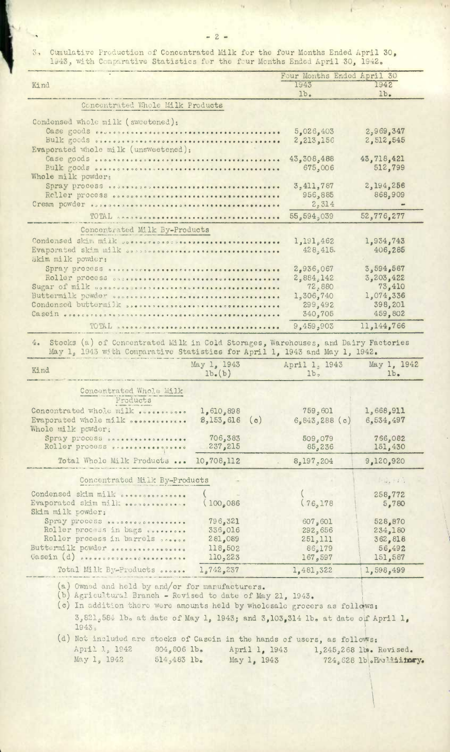3. Cumulative Production of Concentrated Milk for the four Months Ended April 30, 1943, with Comparative Statistics for the four Months Ended April 30, 1942.

| Kind | Four Months Ended April 30 1943 lb. | 1942 lb. |
|---|---|---|
| **Concentrated Whole Milk Products** | | |
| Condensed whole milk (sweetened): | | |
| Case goods | 5,026,403 | 2,969,347 |
| Bulk goods | 2,213,156 | 2,512,545 |
| Evaporated whole milk (unsweetened): | | |
| Case goods | 43,308,488 | 43,718,421 |
| Bulk goods | 675,006 | 512,799 |
| Whole milk powder: | | |
| Spray process | 3,411,787 | 2,194,256 |
| Roller process | 956,885 | 868,909 |
| Cream powder | 2,314 | - |
| TOTAL | 55,594,039 | 52,776,277 |
| **Concentrated Milk By-Products** | | |
| Condensed skim milk | 1,191,462 | 1,934,743 |
| Evaporated skim milk | 428,415 | 406,285 |
| Skim milk powder: | | |
| Spray process | 2,936,067 | 3,594,567 |
| Roller process | 2,884,142 | 3,203,422 |
| Sugar of milk | 72,880 | 73,410 |
| Buttermilk powder | 1,306,740 | 1,074,336 |
| Condensed buttermilk | 299,492 | 398,201 |
| Casein | 340,705 | 459,802 |
| TOTAL | 9,459,903 | 11,144,766 |

4. Stocks (a) of Concentrated Milk in Cold Storages, Warehouses, and Dairy Factories May 1, 1943 with Comparative Statistics for April 1, 1943 and May 1, 1942.

| Kind | May 1, 1943 lb.(b) | April 1, 1943 lb. | May 1, 1942 lb. |
|---|---|---|---|
| **Concentrated Whole Milk Products** | | | |
| Concentrated whole milk | 1,610,898 | 759,601 | 1,668,911 |
| Evaporated whole milk | 8,153,616 (c) | 6,843,288 (c) | 6,534,497 |
| Whole milk powder: | | | |
| Spray process | 706,383 | 509,079 | 766,082 |
| Roller process | 237,215 | 85,236 | 151,430 |
| Total Whole Milk Products | 10,708,112 | 8,197,204 | 9,120,920 |
| **Concentrated Milk By-Products** | | | |
| Condensed skim milk | ( | ( | 258,772 |
| Evaporated skim milk | (100,086 | (76,178 | 5,780 |
| Skim milk powder: | | | |
| Spray process | 796,321 | 607,601 | 528,870 |
| Roller process in bags | 336,016 | 292,656 | 234,180 |
| Roller process in barrels | 281,089 | 251,111 | 362,818 |
| Buttermilk powder | 118,502 | 86,179 | 56,492 |
| Casein (d) | 110,223 | 167,597 | 151,587 |
| Total Milk By-Products | 1,742,237 | 1,481,322 | 1,598,499 |

(a) Owned and held by and/or for manufacturers.

(b) Agricultural Branch - Revised to date of May 21, 1943.

(c) In addition there were amounts held by wholesale grocers as follows:
3,821,584 lb. at date of May 1, 1943; and 3,103,314 lb. at date of April 1, 1943.

(d) Not included are stocks of Casein in the hands of users, as follows:

| | | | |
|---|---|---|---|
| April 1, 1942 | 804,806 lb. | April 1, 1943 | 1,245,268 lb. Revised. |
| May 1, 1942 | 514,483 lb. | May 1, 1943 | 724,628 lb. Preliminary. |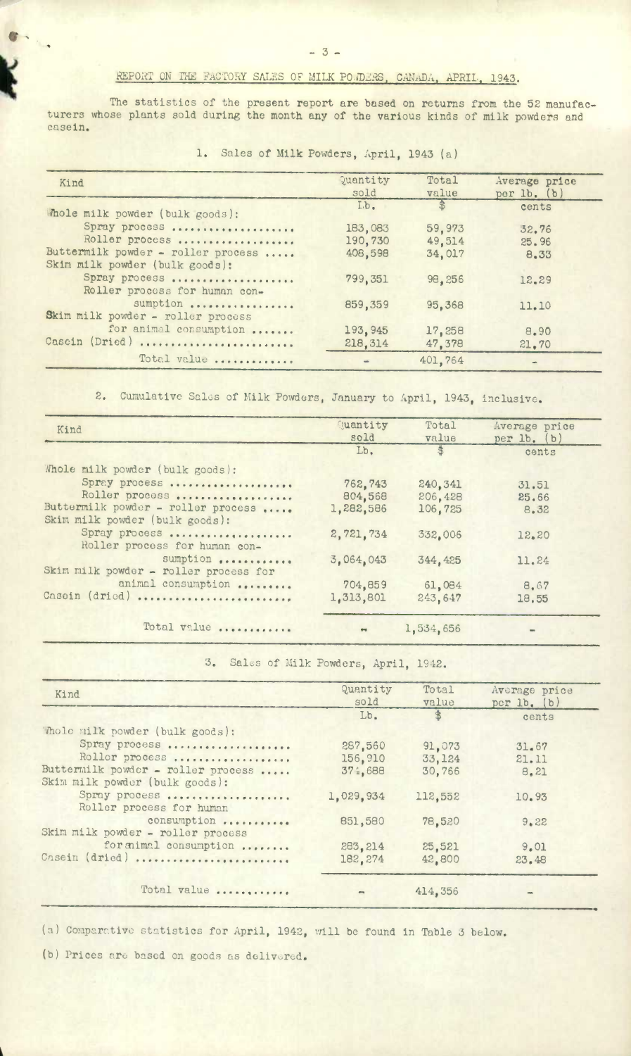## REPORT ON THE FACTORY SALES OF MILK POWDERS, CANADA, APRIL, 1943.

The statistics of the present report are based on returns from the 52 manufacturers whose plants sold during the month any of the various kinds of milk powders and casein.

### 1. Sales of Milk Powders, April, 1943 (a)

| Kind | Quantity sold | Total value | Average price per lb. (b) |
|---|---|---|---|
| | Lb. | $ | cents |
| Whole milk powder (bulk goods): | | | |
| Spray process | 183,083 | 59,973 | 32.76 |
| Roller process | 190,730 | 49,514 | 25.96 |
| Buttermilk powder - roller process | 408,598 | 34,017 | 8.33 |
| Skim milk powder (bulk goods): | | | |
| Spray process | 799,351 | 98,256 | 12.29 |
| Roller process for human consumption | 859,359 | 95,368 | 11.10 |
| Skim milk powder - roller process for animal consumption | 193,945 | 17,258 | 8.90 |
| Casein (Dried) | 218,314 | 47,378 | 21.70 |
| Total value | - | 401,764 | - |

### 2. Cumulative Sales of Milk Powders, January to April, 1943, inclusive.

| Kind | Quantity sold | Total value | Average price per lb. (b) |
|---|---|---|---|
| | Lb. | $ | cents |
| Whole milk powder (bulk goods): | | | |
| Spray process | 762,743 | 240,341 | 31.51 |
| Roller process | 804,568 | 206,428 | 25.66 |
| Buttermilk powder - roller process | 1,282,586 | 106,725 | 8.32 |
| Skim milk powder (bulk goods): | | | |
| Spray process | 2,721,734 | 332,006 | 12.20 |
| Roller process for human consumption | 3,064,043 | 344,425 | 11.24 |
| Skim milk powder - roller process for animal consumption | 704,859 | 61,084 | 8.67 |
| Casein (dried) | 1,313,801 | 243,647 | 18.55 |
| Total value | - | 1,534,656 | - |

### 3. Sales of Milk Powders, April, 1942.

| Kind | Quantity sold | Total value | Average price per lb. (b) |
|---|---|---|---|
| | Lb. | $ | cents |
| Whole milk powder (bulk goods): | | | |
| Spray process | 287,560 | 91,073 | 31.67 |
| Roller process | 156,910 | 33,124 | 21.11 |
| Buttermilk powder - roller process | 374,688 | 30,766 | 8.21 |
| Skim milk powder (bulk goods): | | | |
| Spray process | 1,029,934 | 112,552 | 10.93 |
| Roller process for human consumption | 851,580 | 78,520 | 9.22 |
| Skim milk powder - roller process for animal consumption | 283,214 | 25,521 | 9.01 |
| Casein (dried) | 182,274 | 42,800 | 23.48 |
| Total value | - | 414,356 | - |

(a) Comparative statistics for April, 1942, will be found in Table 3 below.

(b) Prices are based on goods as delivered.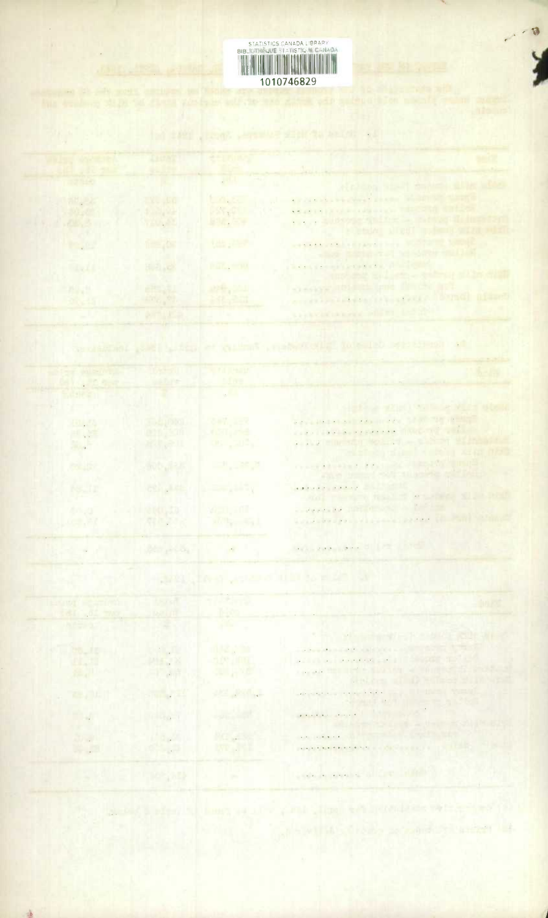STATISTICS CANADA LIBRARY
BIBLIOTHÈQUE STATISTIQUE CANADA

1010746829